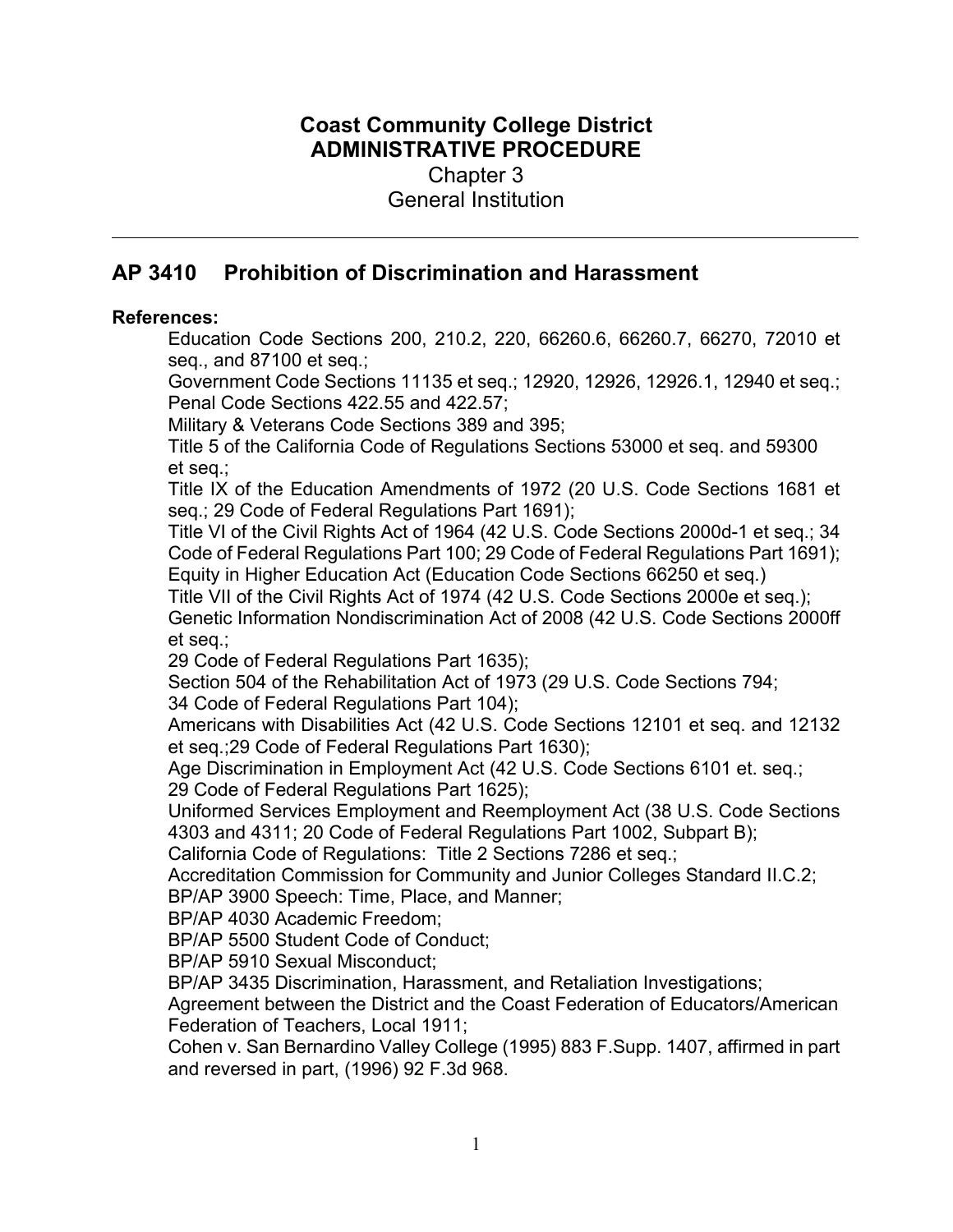**Coast Community College District**
**ADMINISTRATIVE PROCEDURE**
Chapter 3
General Institution

---

## AP 3410 Prohibition of Discrimination and Harassment

**References:**

Education Code Sections 200, 210.2, 220, 66260.6, 66260.7, 66270, 72010 et seq., and 87100 et seq.;
Government Code Sections 11135 et seq.; 12920, 12926, 12926.1, 12940 et seq.;
Penal Code Sections 422.55 and 422.57;
Military & Veterans Code Sections 389 and 395;
Title 5 of the California Code of Regulations Sections 53000 et seq. and 59300 et seq.;
Title IX of the Education Amendments of 1972 (20 U.S. Code Sections 1681 et seq.; 29 Code of Federal Regulations Part 1691);
Title VI of the Civil Rights Act of 1964 (42 U.S. Code Sections 2000d-1 et seq.; 34 Code of Federal Regulations Part 100; 29 Code of Federal Regulations Part 1691);
Equity in Higher Education Act (Education Code Sections 66250 et seq.)
Title VII of the Civil Rights Act of 1974 (42 U.S. Code Sections 2000e et seq.);
Genetic Information Nondiscrimination Act of 2008 (42 U.S. Code Sections 2000ff et seq.;
29 Code of Federal Regulations Part 1635);
Section 504 of the Rehabilitation Act of 1973 (29 U.S. Code Sections 794;
34 Code of Federal Regulations Part 104);
Americans with Disabilities Act (42 U.S. Code Sections 12101 et seq. and 12132 et seq.;29 Code of Federal Regulations Part 1630);
Age Discrimination in Employment Act (42 U.S. Code Sections 6101 et. seq.;
29 Code of Federal Regulations Part 1625);
Uniformed Services Employment and Reemployment Act (38 U.S. Code Sections 4303 and 4311; 20 Code of Federal Regulations Part 1002, Subpart B);
California Code of Regulations: Title 2 Sections 7286 et seq.;
Accreditation Commission for Community and Junior Colleges Standard II.C.2;
BP/AP 3900 Speech: Time, Place, and Manner;
BP/AP 4030 Academic Freedom;
BP/AP 5500 Student Code of Conduct;
BP/AP 5910 Sexual Misconduct;
BP/AP 3435 Discrimination, Harassment, and Retaliation Investigations;
Agreement between the District and the Coast Federation of Educators/American Federation of Teachers, Local 1911;
Cohen v. San Bernardino Valley College (1995) 883 F.Supp. 1407, affirmed in part and reversed in part, (1996) 92 F.3d 968.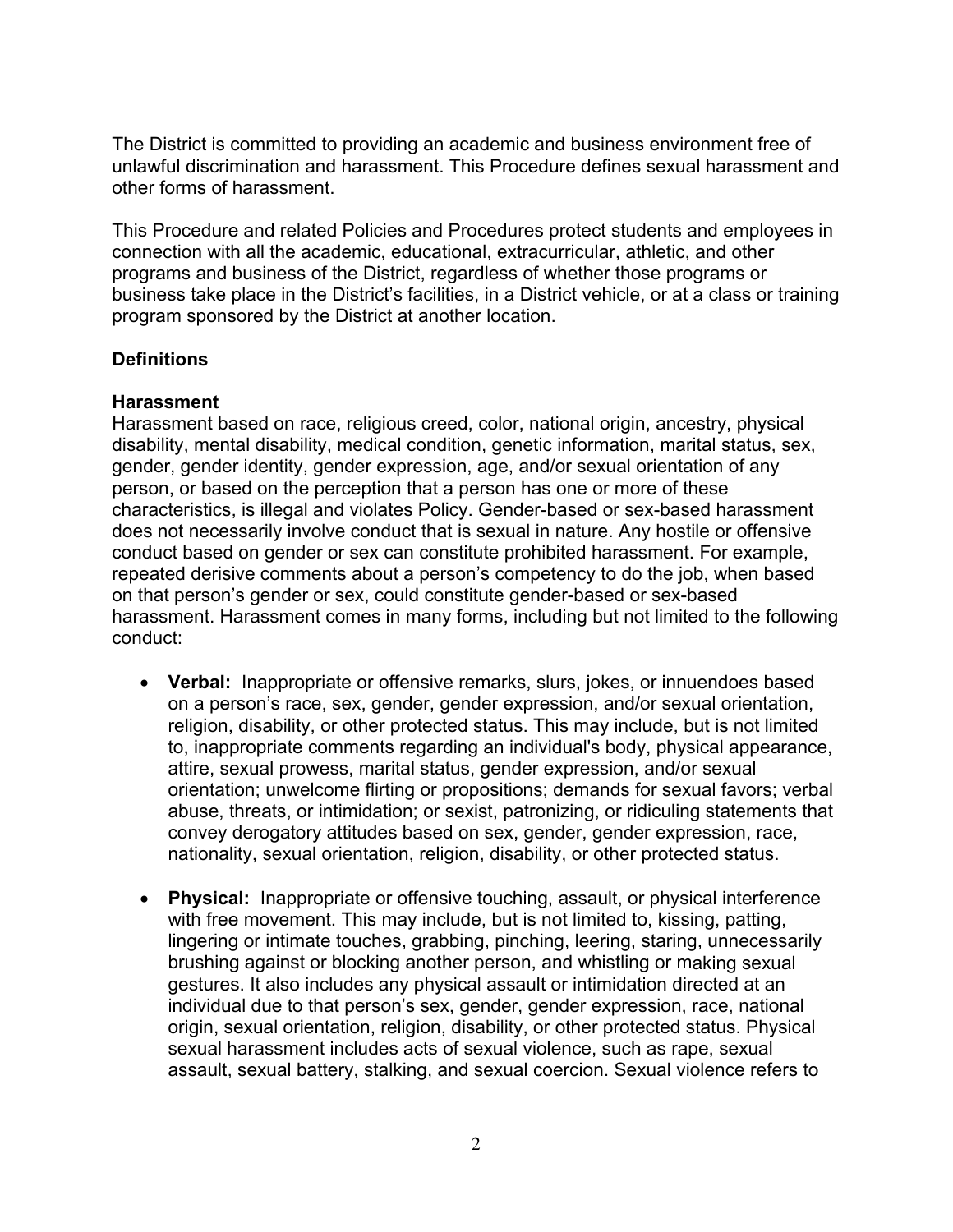The District is committed to providing an academic and business environment free of unlawful discrimination and harassment. This Procedure defines sexual harassment and other forms of harassment.

This Procedure and related Policies and Procedures protect students and employees in connection with all the academic, educational, extracurricular, athletic, and other programs and business of the District, regardless of whether those programs or business take place in the District's facilities, in a District vehicle, or at a class or training program sponsored by the District at another location.

## Definitions

### Harassment

Harassment based on race, religious creed, color, national origin, ancestry, physical disability, mental disability, medical condition, genetic information, marital status, sex, gender, gender identity, gender expression, age, and/or sexual orientation of any person, or based on the perception that a person has one or more of these characteristics, is illegal and violates Policy. Gender-based or sex-based harassment does not necessarily involve conduct that is sexual in nature. Any hostile or offensive conduct based on gender or sex can constitute prohibited harassment. For example, repeated derisive comments about a person's competency to do the job, when based on that person's gender or sex, could constitute gender-based or sex-based harassment. Harassment comes in many forms, including but not limited to the following conduct:

- **Verbal:** Inappropriate or offensive remarks, slurs, jokes, or innuendoes based on a person's race, sex, gender, gender expression, and/or sexual orientation, religion, disability, or other protected status. This may include, but is not limited to, inappropriate comments regarding an individual's body, physical appearance, attire, sexual prowess, marital status, gender expression, and/or sexual orientation; unwelcome flirting or propositions; demands for sexual favors; verbal abuse, threats, or intimidation; or sexist, patronizing, or ridiculing statements that convey derogatory attitudes based on sex, gender, gender expression, race, nationality, sexual orientation, religion, disability, or other protected status.

- **Physical:** Inappropriate or offensive touching, assault, or physical interference with free movement. This may include, but is not limited to, kissing, patting, lingering or intimate touches, grabbing, pinching, leering, staring, unnecessarily brushing against or blocking another person, and whistling or making sexual gestures. It also includes any physical assault or intimidation directed at an individual due to that person's sex, gender, gender expression, race, national origin, sexual orientation, religion, disability, or other protected status. Physical sexual harassment includes acts of sexual violence, such as rape, sexual assault, sexual battery, stalking, and sexual coercion. Sexual violence refers to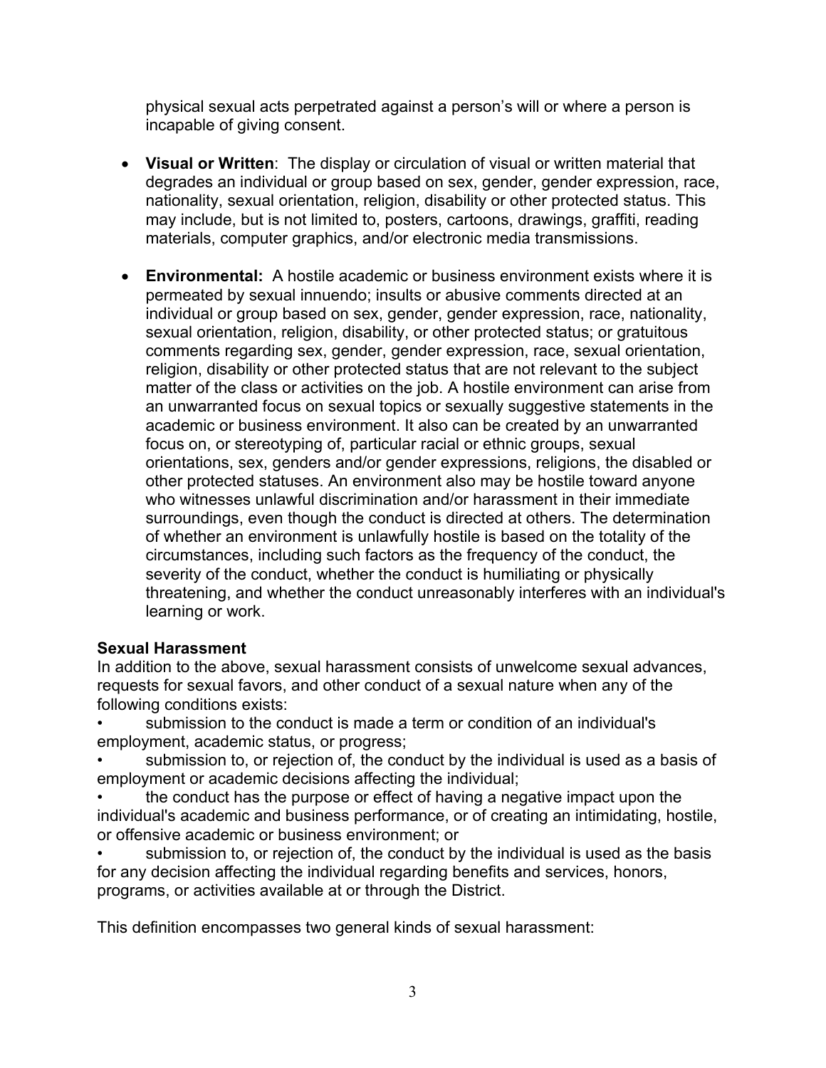physical sexual acts perpetrated against a person's will or where a person is incapable of giving consent.

- **Visual or Written**: The display or circulation of visual or written material that degrades an individual or group based on sex, gender, gender expression, race, nationality, sexual orientation, religion, disability or other protected status. This may include, but is not limited to, posters, cartoons, drawings, graffiti, reading materials, computer graphics, and/or electronic media transmissions.

- **Environmental:** A hostile academic or business environment exists where it is permeated by sexual innuendo; insults or abusive comments directed at an individual or group based on sex, gender, gender expression, race, nationality, sexual orientation, religion, disability, or other protected status; or gratuitous comments regarding sex, gender, gender expression, race, sexual orientation, religion, disability or other protected status that are not relevant to the subject matter of the class or activities on the job. A hostile environment can arise from an unwarranted focus on sexual topics or sexually suggestive statements in the academic or business environment. It also can be created by an unwarranted focus on, or stereotyping of, particular racial or ethnic groups, sexual orientations, sex, genders and/or gender expressions, religions, the disabled or other protected statuses. An environment also may be hostile toward anyone who witnesses unlawful discrimination and/or harassment in their immediate surroundings, even though the conduct is directed at others. The determination of whether an environment is unlawfully hostile is based on the totality of the circumstances, including such factors as the frequency of the conduct, the severity of the conduct, whether the conduct is humiliating or physically threatening, and whether the conduct unreasonably interferes with an individual's learning or work.

**Sexual Harassment**

In addition to the above, sexual harassment consists of unwelcome sexual advances, requests for sexual favors, and other conduct of a sexual nature when any of the following conditions exists:

- submission to the conduct is made a term or condition of an individual's employment, academic status, or progress;
- submission to, or rejection of, the conduct by the individual is used as a basis of employment or academic decisions affecting the individual;
- the conduct has the purpose or effect of having a negative impact upon the individual's academic and business performance, or of creating an intimidating, hostile, or offensive academic or business environment; or
- submission to, or rejection of, the conduct by the individual is used as the basis for any decision affecting the individual regarding benefits and services, honors, programs, or activities available at or through the District.

This definition encompasses two general kinds of sexual harassment: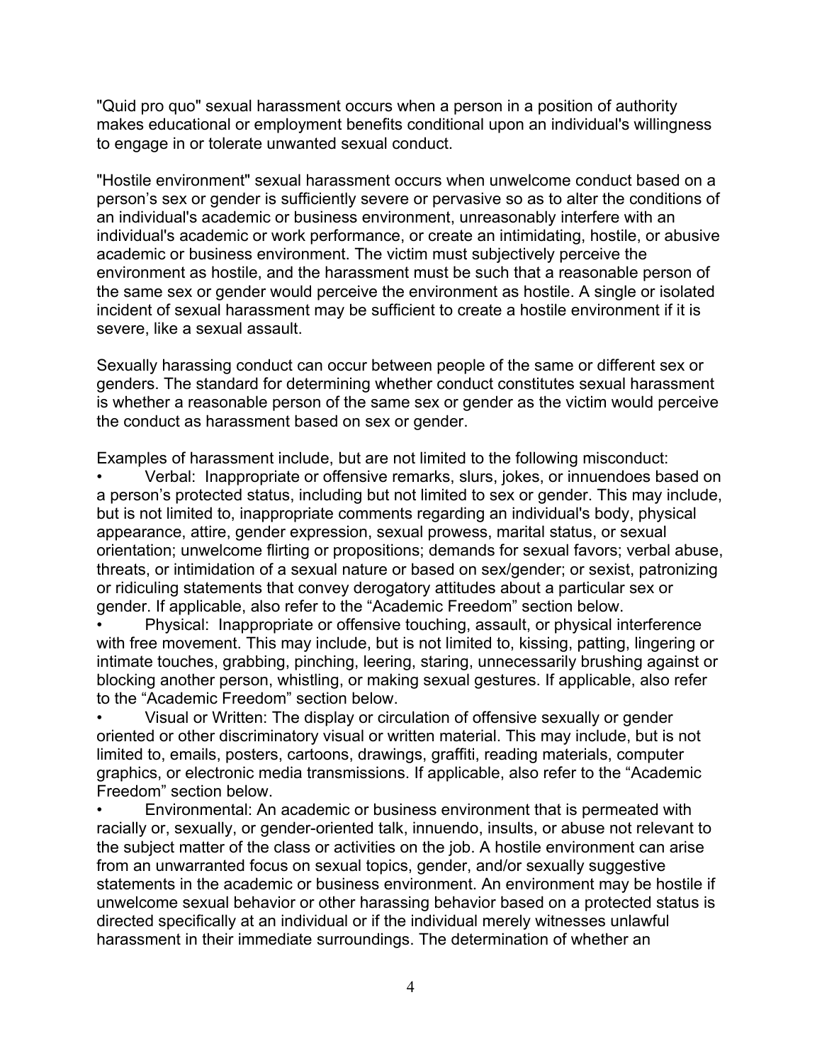"Quid pro quo" sexual harassment occurs when a person in a position of authority makes educational or employment benefits conditional upon an individual's willingness to engage in or tolerate unwanted sexual conduct.

"Hostile environment" sexual harassment occurs when unwelcome conduct based on a person's sex or gender is sufficiently severe or pervasive so as to alter the conditions of an individual's academic or business environment, unreasonably interfere with an individual's academic or work performance, or create an intimidating, hostile, or abusive academic or business environment. The victim must subjectively perceive the environment as hostile, and the harassment must be such that a reasonable person of the same sex or gender would perceive the environment as hostile. A single or isolated incident of sexual harassment may be sufficient to create a hostile environment if it is severe, like a sexual assault.

Sexually harassing conduct can occur between people of the same or different sex or genders. The standard for determining whether conduct constitutes sexual harassment is whether a reasonable person of the same sex or gender as the victim would perceive the conduct as harassment based on sex or gender.

Examples of harassment include, but are not limited to the following misconduct:

- Verbal: Inappropriate or offensive remarks, slurs, jokes, or innuendoes based on a person's protected status, including but not limited to sex or gender. This may include, but is not limited to, inappropriate comments regarding an individual's body, physical appearance, attire, gender expression, sexual prowess, marital status, or sexual orientation; unwelcome flirting or propositions; demands for sexual favors; verbal abuse, threats, or intimidation of a sexual nature or based on sex/gender; or sexist, patronizing or ridiculing statements that convey derogatory attitudes about a particular sex or gender. If applicable, also refer to the "Academic Freedom" section below.
- Physical: Inappropriate or offensive touching, assault, or physical interference with free movement. This may include, but is not limited to, kissing, patting, lingering or intimate touches, grabbing, pinching, leering, staring, unnecessarily brushing against or blocking another person, whistling, or making sexual gestures. If applicable, also refer to the "Academic Freedom" section below.
- Visual or Written: The display or circulation of offensive sexually or gender oriented or other discriminatory visual or written material. This may include, but is not limited to, emails, posters, cartoons, drawings, graffiti, reading materials, computer graphics, or electronic media transmissions. If applicable, also refer to the "Academic Freedom" section below.
- Environmental: An academic or business environment that is permeated with racially or, sexually, or gender-oriented talk, innuendo, insults, or abuse not relevant to the subject matter of the class or activities on the job. A hostile environment can arise from an unwarranted focus on sexual topics, gender, and/or sexually suggestive statements in the academic or business environment. An environment may be hostile if unwelcome sexual behavior or other harassing behavior based on a protected status is directed specifically at an individual or if the individual merely witnesses unlawful harassment in their immediate surroundings. The determination of whether an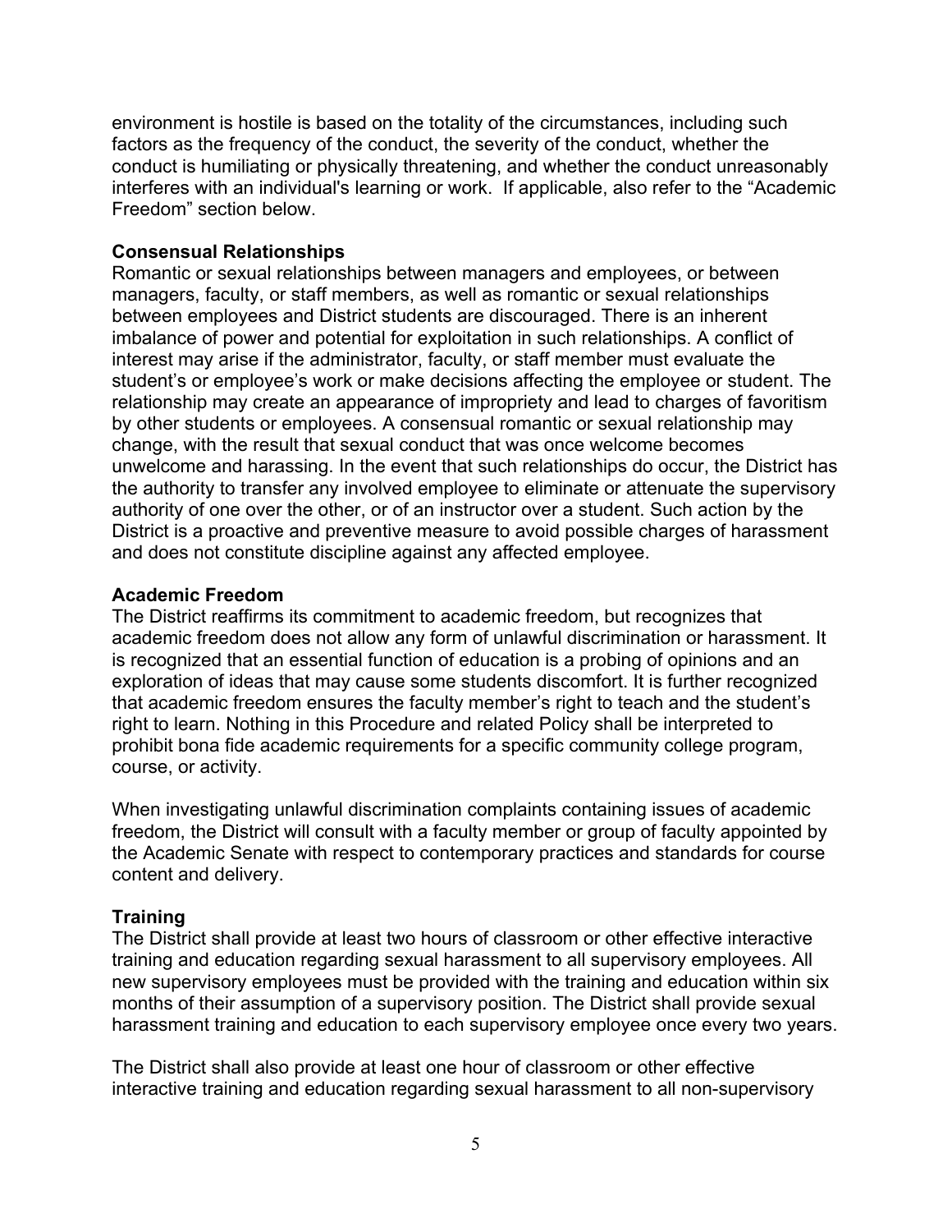environment is hostile is based on the totality of the circumstances, including such factors as the frequency of the conduct, the severity of the conduct, whether the conduct is humiliating or physically threatening, and whether the conduct unreasonably interferes with an individual's learning or work. If applicable, also refer to the "Academic Freedom" section below.

**Consensual Relationships**

Romantic or sexual relationships between managers and employees, or between managers, faculty, or staff members, as well as romantic or sexual relationships between employees and District students are discouraged. There is an inherent imbalance of power and potential for exploitation in such relationships. A conflict of interest may arise if the administrator, faculty, or staff member must evaluate the student's or employee's work or make decisions affecting the employee or student. The relationship may create an appearance of impropriety and lead to charges of favoritism by other students or employees. A consensual romantic or sexual relationship may change, with the result that sexual conduct that was once welcome becomes unwelcome and harassing. In the event that such relationships do occur, the District has the authority to transfer any involved employee to eliminate or attenuate the supervisory authority of one over the other, or of an instructor over a student. Such action by the District is a proactive and preventive measure to avoid possible charges of harassment and does not constitute discipline against any affected employee.

**Academic Freedom**

The District reaffirms its commitment to academic freedom, but recognizes that academic freedom does not allow any form of unlawful discrimination or harassment. It is recognized that an essential function of education is a probing of opinions and an exploration of ideas that may cause some students discomfort. It is further recognized that academic freedom ensures the faculty member's right to teach and the student's right to learn. Nothing in this Procedure and related Policy shall be interpreted to prohibit bona fide academic requirements for a specific community college program, course, or activity.

When investigating unlawful discrimination complaints containing issues of academic freedom, the District will consult with a faculty member or group of faculty appointed by the Academic Senate with respect to contemporary practices and standards for course content and delivery.

**Training**

The District shall provide at least two hours of classroom or other effective interactive training and education regarding sexual harassment to all supervisory employees. All new supervisory employees must be provided with the training and education within six months of their assumption of a supervisory position. The District shall provide sexual harassment training and education to each supervisory employee once every two years.

The District shall also provide at least one hour of classroom or other effective interactive training and education regarding sexual harassment to all non-supervisory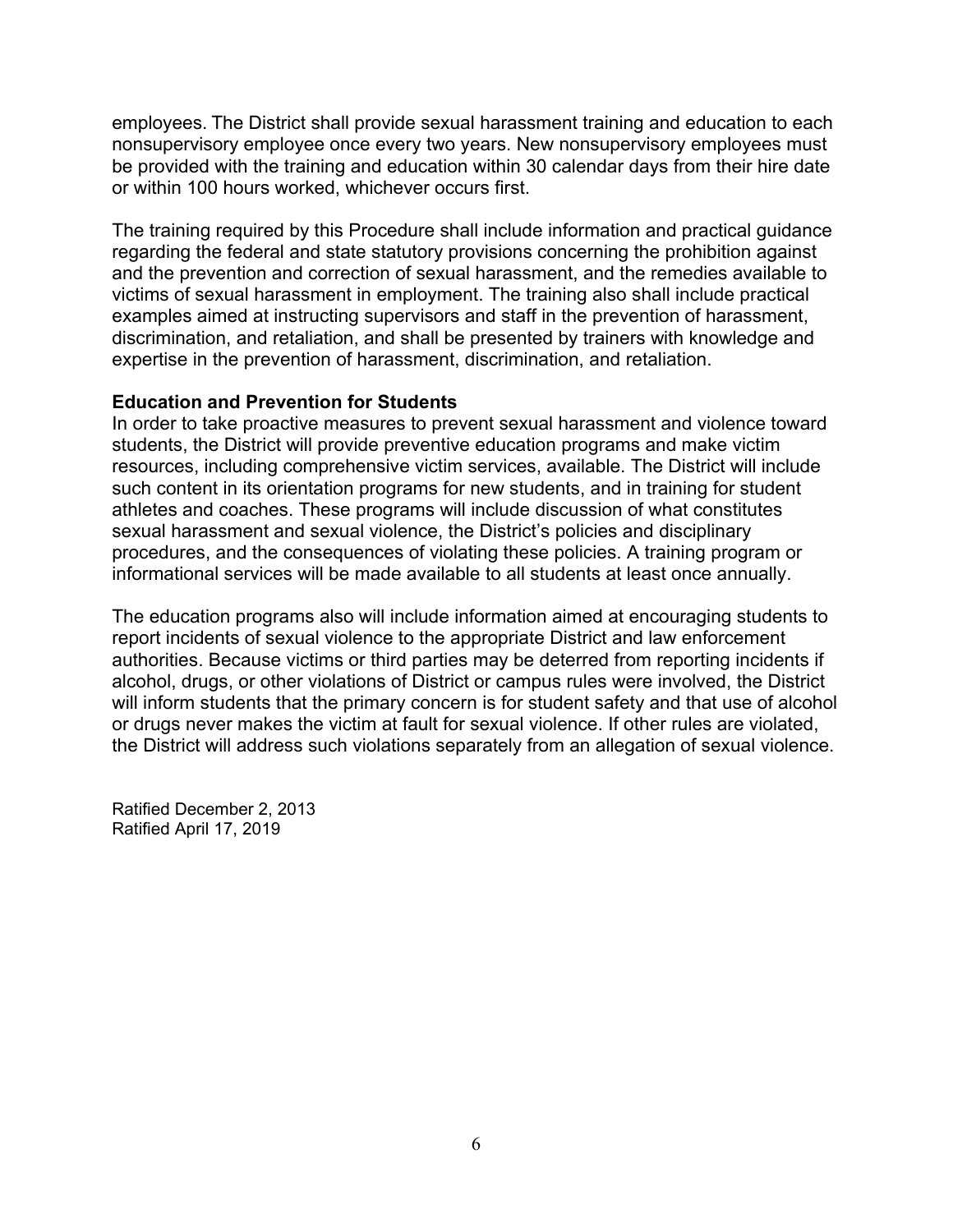employees. The District shall provide sexual harassment training and education to each nonsupervisory employee once every two years. New nonsupervisory employees must be provided with the training and education within 30 calendar days from their hire date or within 100 hours worked, whichever occurs first.

The training required by this Procedure shall include information and practical guidance regarding the federal and state statutory provisions concerning the prohibition against and the prevention and correction of sexual harassment, and the remedies available to victims of sexual harassment in employment. The training also shall include practical examples aimed at instructing supervisors and staff in the prevention of harassment, discrimination, and retaliation, and shall be presented by trainers with knowledge and expertise in the prevention of harassment, discrimination, and retaliation.

**Education and Prevention for Students**

In order to take proactive measures to prevent sexual harassment and violence toward students, the District will provide preventive education programs and make victim resources, including comprehensive victim services, available. The District will include such content in its orientation programs for new students, and in training for student athletes and coaches. These programs will include discussion of what constitutes sexual harassment and sexual violence, the District's policies and disciplinary procedures, and the consequences of violating these policies. A training program or informational services will be made available to all students at least once annually.

The education programs also will include information aimed at encouraging students to report incidents of sexual violence to the appropriate District and law enforcement authorities. Because victims or third parties may be deterred from reporting incidents if alcohol, drugs, or other violations of District or campus rules were involved, the District will inform students that the primary concern is for student safety and that use of alcohol or drugs never makes the victim at fault for sexual violence. If other rules are violated, the District will address such violations separately from an allegation of sexual violence.

Ratified December 2, 2013
Ratified April 17, 2019